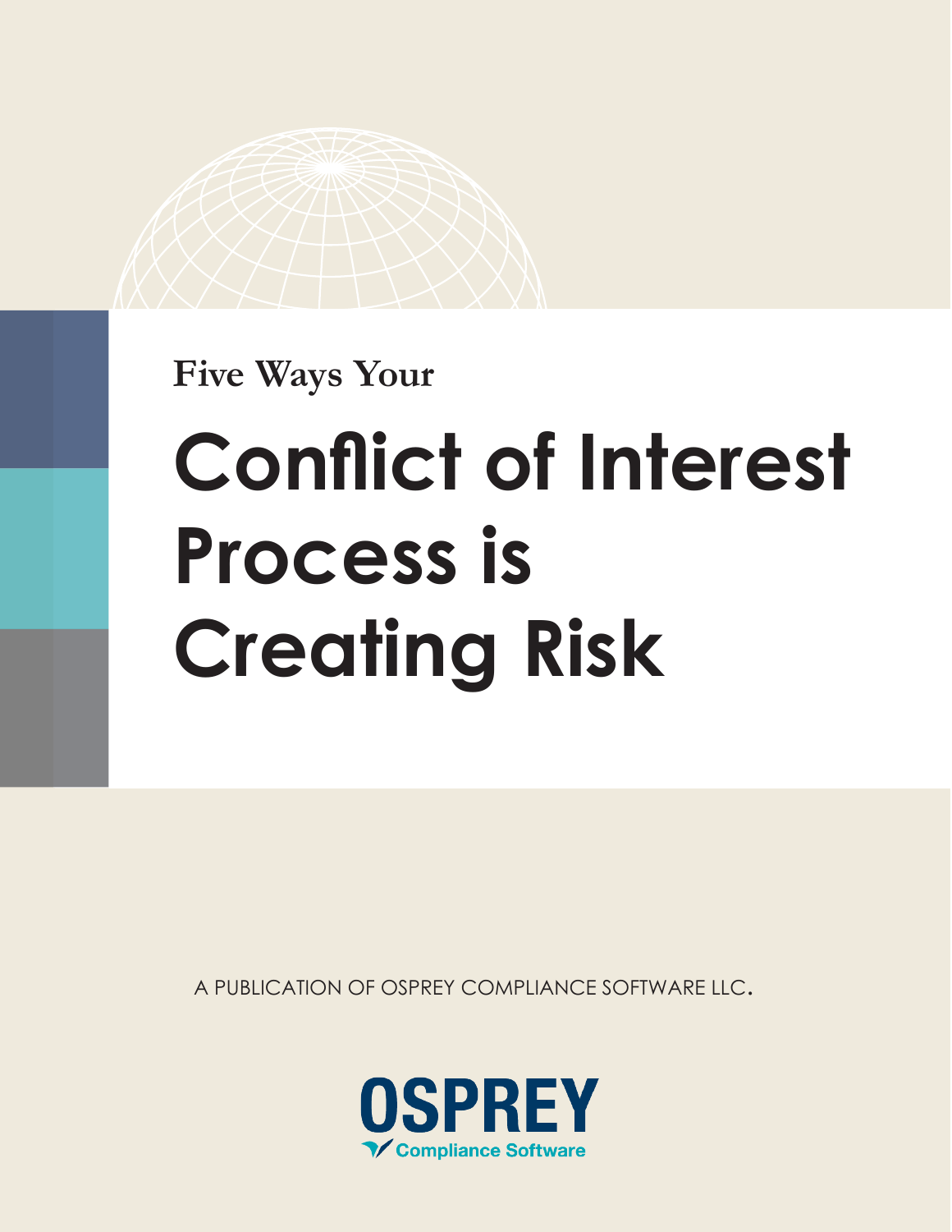Five Ways Your

# Conflict of Interest Process is Creating Risk

A PUBLICATION OF OSPREY COMPLIANCE SOFTWARE LLC.

OSPREY
Compliance Software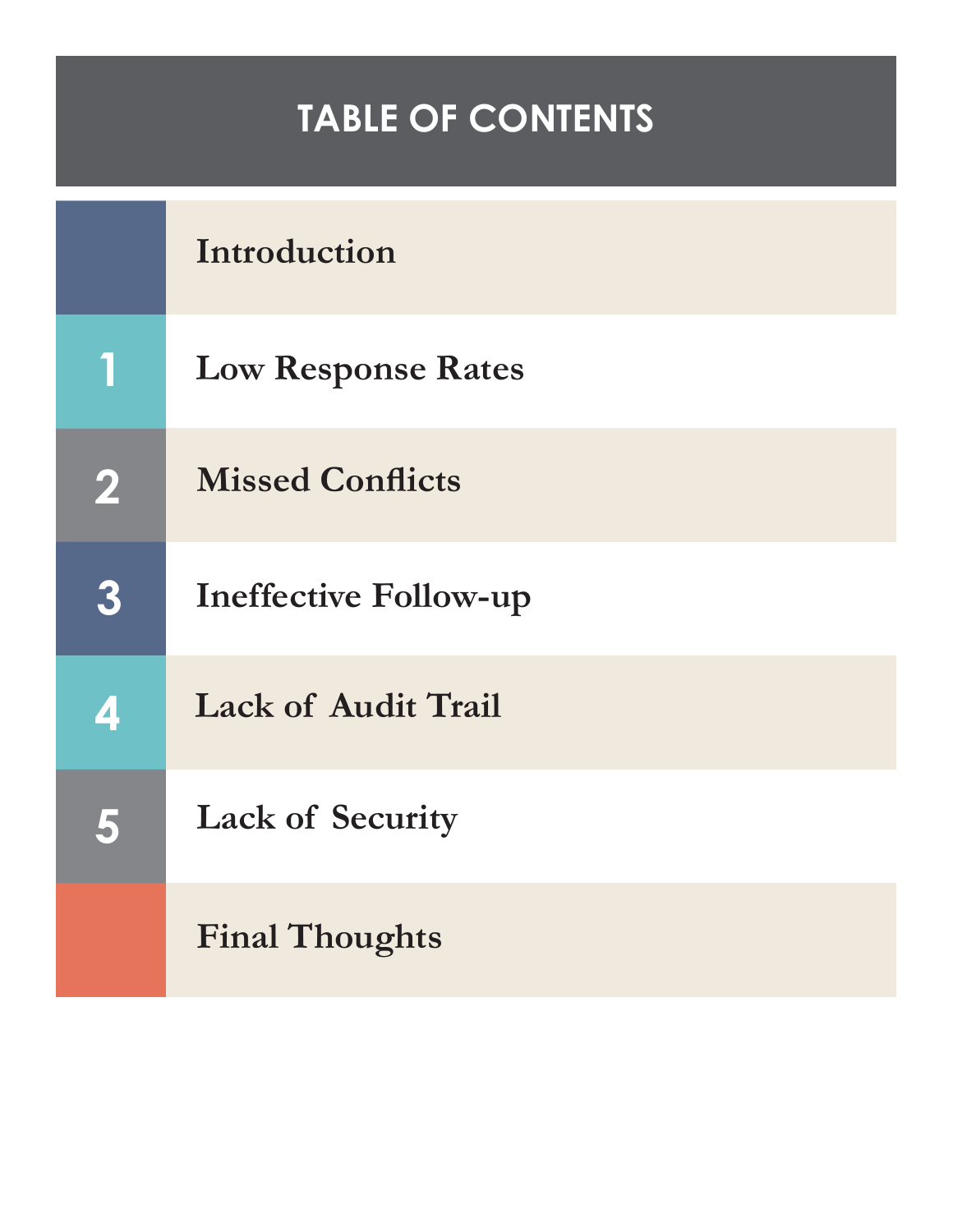# TABLE OF CONTENTS

| | |
|---|---|
| | Introduction |
| 1 | Low Response Rates |
| 2 | Missed Conflicts |
| 3 | Ineffective Follow-up |
| 4 | Lack of Audit Trail |
| 5 | Lack of Security |
| | Final Thoughts |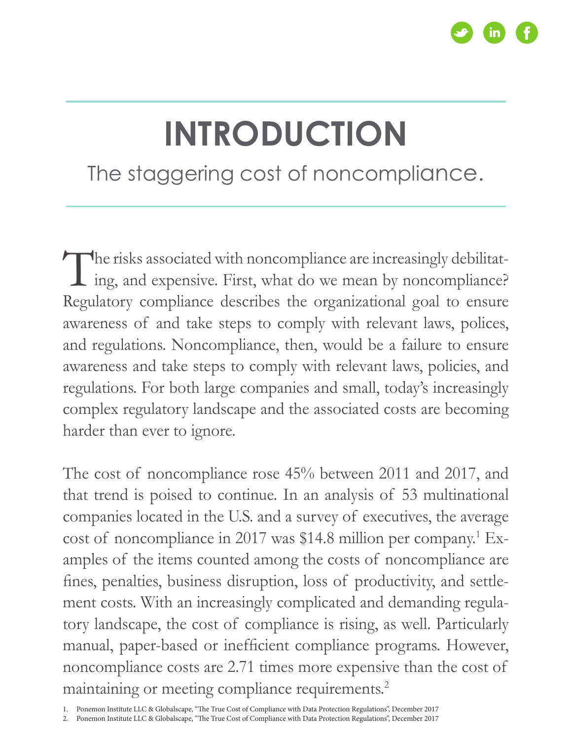# INTRODUCTION

## The staggering cost of noncompliance.

The risks associated with noncompliance are increasingly debilitating, and expensive. First, what do we mean by noncompliance? Regulatory compliance describes the organizational goal to ensure awareness of and take steps to comply with relevant laws, polices, and regulations. Noncompliance, then, would be a failure to ensure awareness and take steps to comply with relevant laws, policies, and regulations. For both large companies and small, today's increasingly complex regulatory landscape and the associated costs are becoming harder than ever to ignore.

The cost of noncompliance rose 45% between 2011 and 2017, and that trend is poised to continue. In an analysis of 53 multinational companies located in the U.S. and a survey of executives, the average cost of noncompliance in 2017 was $14.8 million per company.[1] Examples of the items counted among the costs of noncompliance are fines, penalties, business disruption, loss of productivity, and settlement costs. With an increasingly complicated and demanding regulatory landscape, the cost of compliance is rising, as well. Particularly manual, paper-based or inefficient compliance programs. However, noncompliance costs are 2.71 times more expensive than the cost of maintaining or meeting compliance requirements.[2]

1. Ponemon Institute LLC & Globalscape, "The True Cost of Compliance with Data Protection Regulations", December 2017
2. Ponemon Institute LLC & Globalscape, "The True Cost of Compliance with Data Protection Regulations", December 2017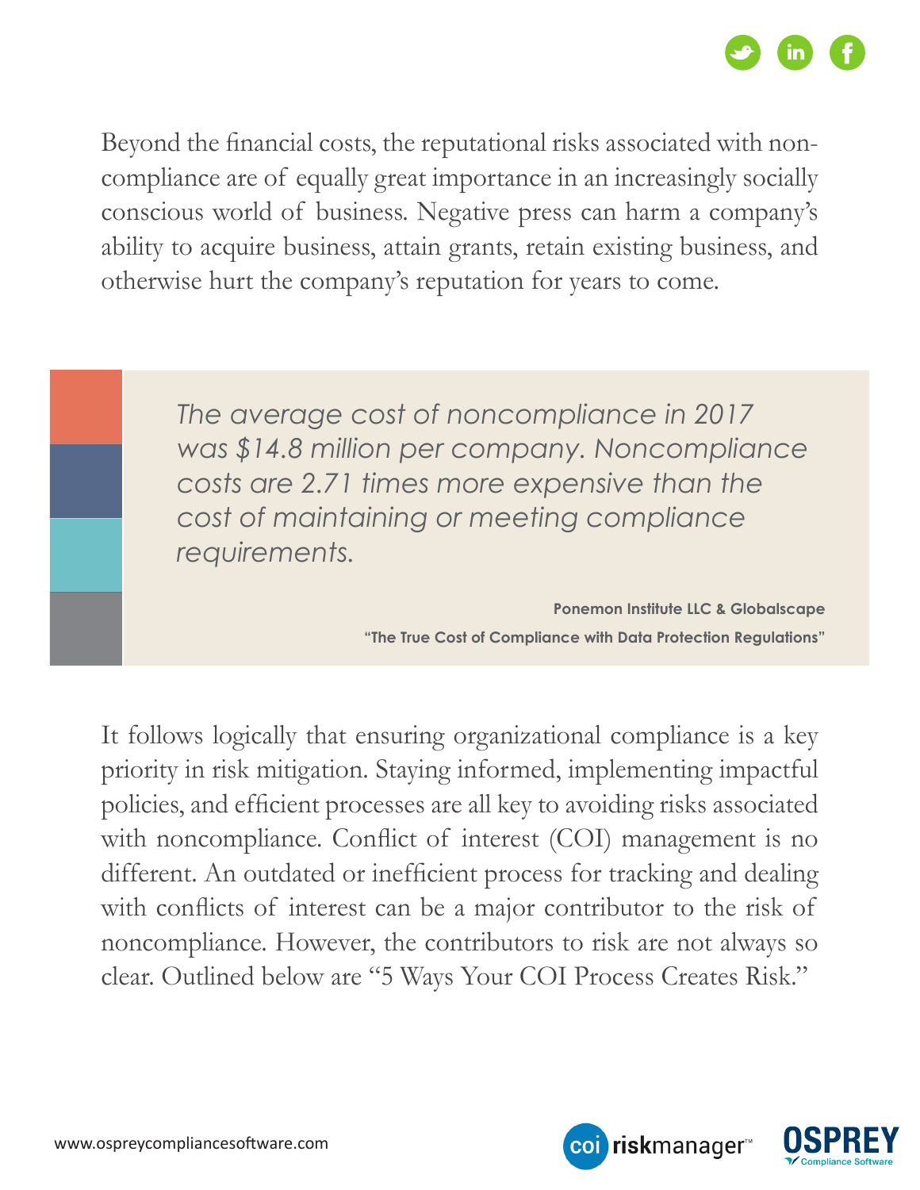Beyond the financial costs, the reputational risks associated with non-compliance are of equally great importance in an increasingly socially conscious world of business. Negative press can harm a company's ability to acquire business, attain grants, retain existing business, and otherwise hurt the company's reputation for years to come.

> *The average cost of noncompliance in 2017 was $14.8 million per company. Noncompliance costs are 2.71 times more expensive than the cost of maintaining or meeting compliance requirements.*
>
> **Ponemon Institute LLC & Globalscape**
> **"The True Cost of Compliance with Data Protection Regulations"**

It follows logically that ensuring organizational compliance is a key priority in risk mitigation. Staying informed, implementing impactful policies, and efficient processes are all key to avoiding risks associated with noncompliance. Conflict of interest (COI) management is no different. An outdated or inefficient process for tracking and dealing with conflicts of interest can be a major contributor to the risk of noncompliance. However, the contributors to risk are not always so clear. Outlined below are "5 Ways Your COI Process Creates Risk."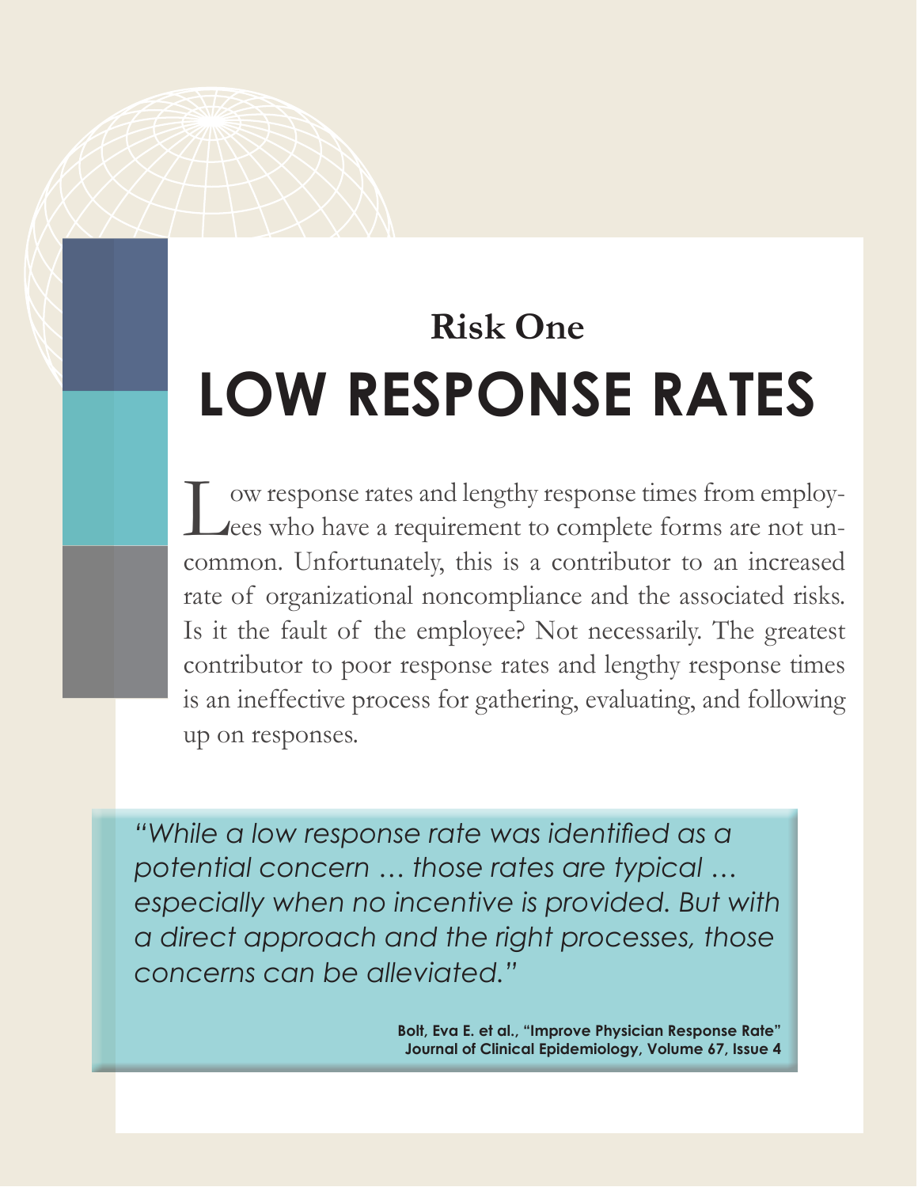### Risk One

# LOW RESPONSE RATES

Low response rates and lengthy response times from employees who have a requirement to complete forms are not uncommon. Unfortunately, this is a contributor to an increased rate of organizational noncompliance and the associated risks. Is it the fault of the employee? Not necessarily. The greatest contributor to poor response rates and lengthy response times is an ineffective process for gathering, evaluating, and following up on responses.

> *"While a low response rate was identified as a potential concern … those rates are typical … especially when no incentive is provided. But with a direct approach and the right processes, those concerns can be alleviated."*
>
> **Bolt, Eva E. et al., "Improve Physician Response Rate" Journal of Clinical Epidemiology, Volume 67, Issue 4**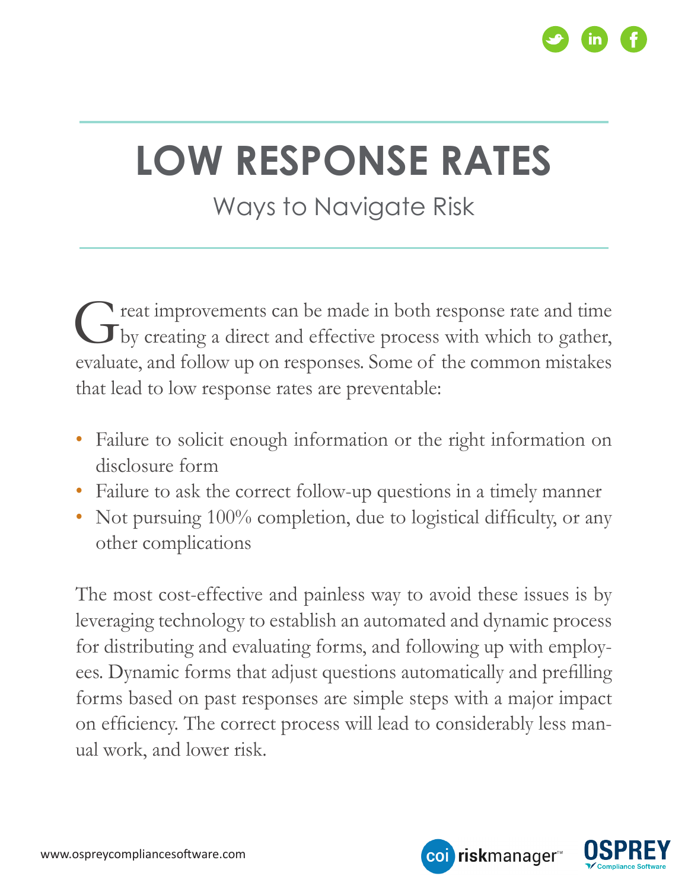# LOW RESPONSE RATES

## Ways to Navigate Risk

Great improvements can be made in both response rate and time by creating a direct and effective process with which to gather, evaluate, and follow up on responses. Some of the common mistakes that lead to low response rates are preventable:

- Failure to solicit enough information or the right information on disclosure form
- Failure to ask the correct follow-up questions in a timely manner
- Not pursuing 100% completion, due to logistical difficulty, or any other complications

The most cost-effective and painless way to avoid these issues is by leveraging technology to establish an automated and dynamic process for distributing and evaluating forms, and following up with employees. Dynamic forms that adjust questions automatically and prefilling forms based on past responses are simple steps with a major impact on efficiency. The correct process will lead to considerably less manual work, and lower risk.

www.ospreycompliancesoftware.com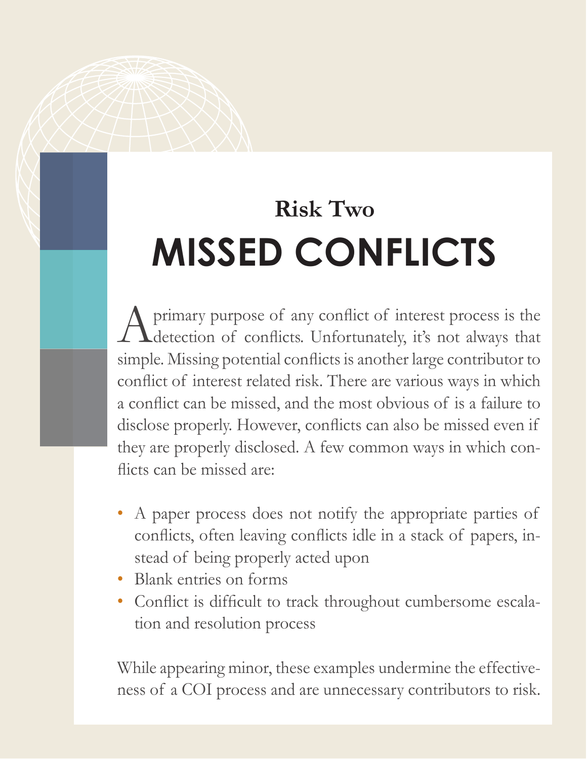## Risk Two

# MISSED CONFLICTS

A primary purpose of any conflict of interest process is the detection of conflicts. Unfortunately, it's not always that simple. Missing potential conflicts is another large contributor to conflict of interest related risk. There are various ways in which a conflict can be missed, and the most obvious of is a failure to disclose properly. However, conflicts can also be missed even if they are properly disclosed. A few common ways in which conflicts can be missed are:

- A paper process does not notify the appropriate parties of conflicts, often leaving conflicts idle in a stack of papers, instead of being properly acted upon
- Blank entries on forms
- Conflict is difficult to track throughout cumbersome escalation and resolution process

While appearing minor, these examples undermine the effectiveness of a COI process and are unnecessary contributors to risk.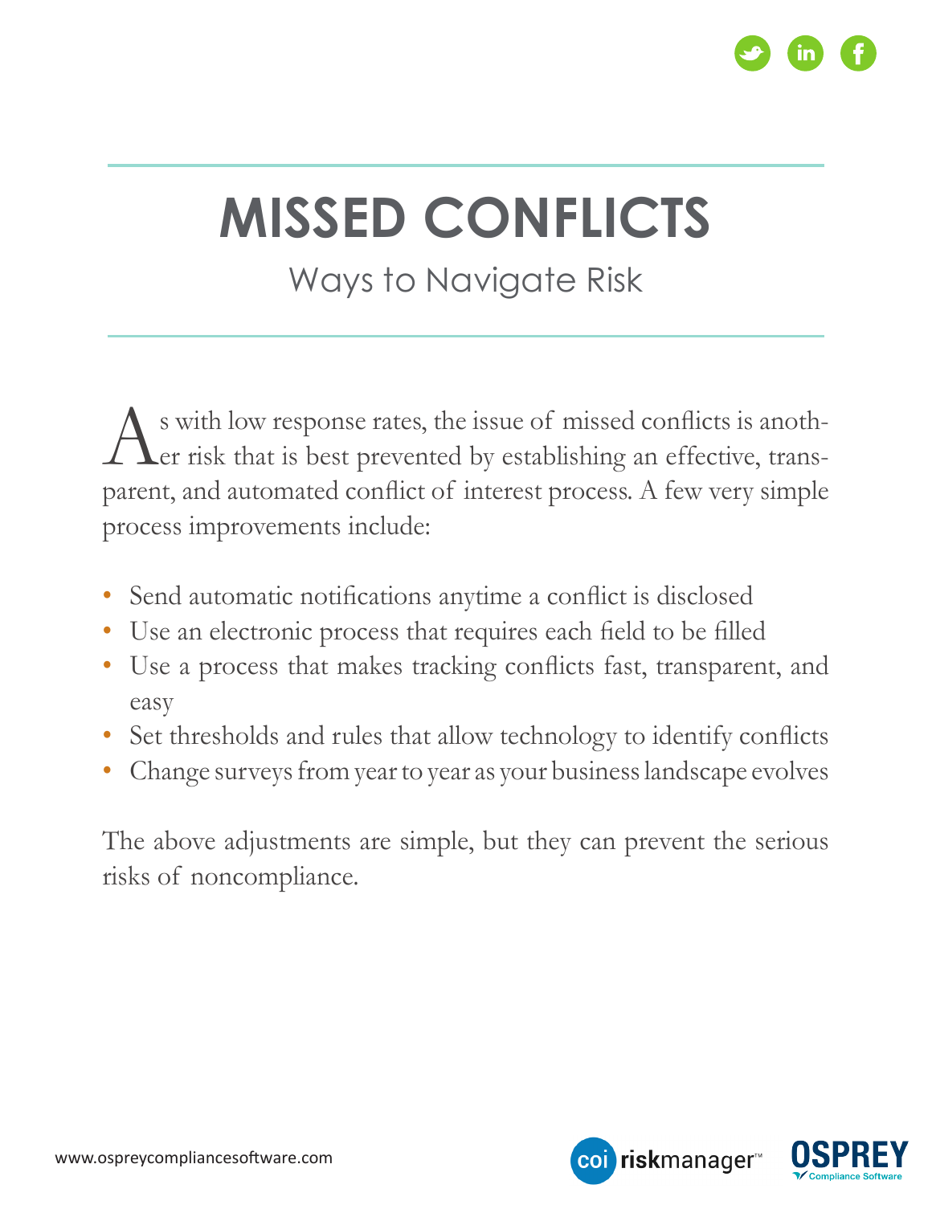# MISSED CONFLICTS

## Ways to Navigate Risk

As with low response rates, the issue of missed conflicts is another risk that is best prevented by establishing an effective, transparent, and automated conflict of interest process. A few very simple process improvements include:

- Send automatic notifications anytime a conflict is disclosed
- Use an electronic process that requires each field to be filled
- Use a process that makes tracking conflicts fast, transparent, and easy
- Set thresholds and rules that allow technology to identify conflicts
- Change surveys from year to year as your business landscape evolves

The above adjustments are simple, but they can prevent the serious risks of noncompliance.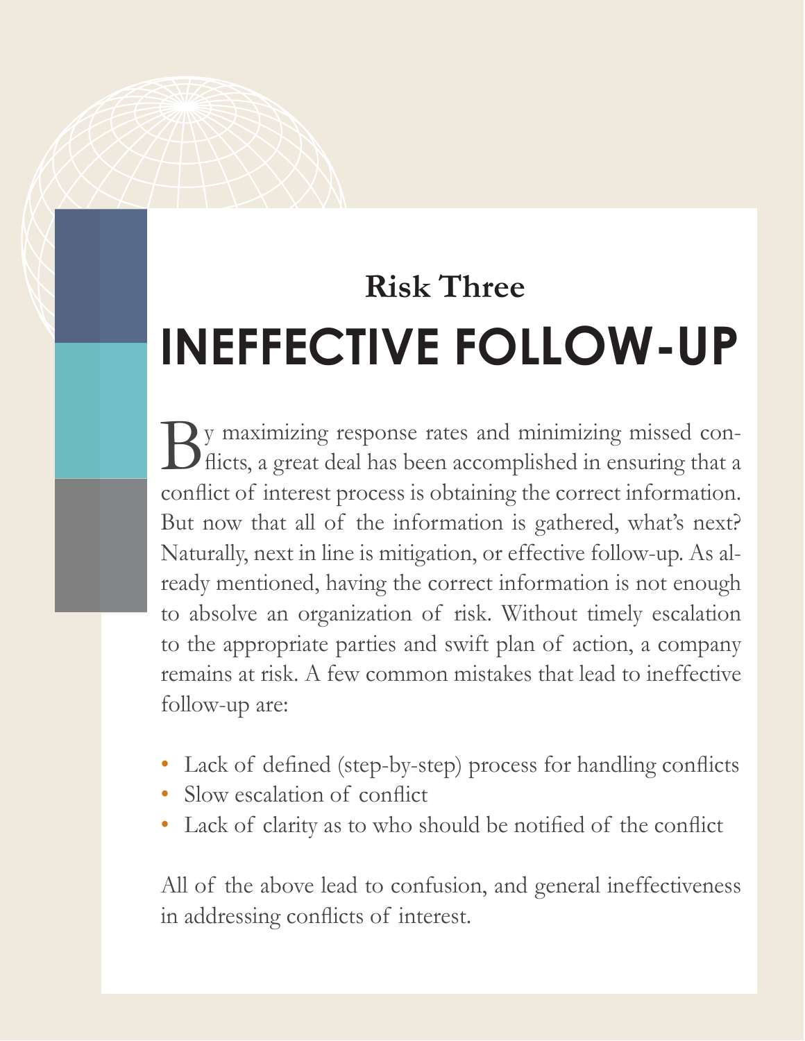### Risk Three

# INEFFECTIVE FOLLOW-UP

By maximizing response rates and minimizing missed conflicts, a great deal has been accomplished in ensuring that a conflict of interest process is obtaining the correct information. But now that all of the information is gathered, what's next? Naturally, next in line is mitigation, or effective follow-up. As already mentioned, having the correct information is not enough to absolve an organization of risk. Without timely escalation to the appropriate parties and swift plan of action, a company remains at risk. A few common mistakes that lead to ineffective follow-up are:

- Lack of defined (step-by-step) process for handling conflicts
- Slow escalation of conflict
- Lack of clarity as to who should be notified of the conflict

All of the above lead to confusion, and general ineffectiveness in addressing conflicts of interest.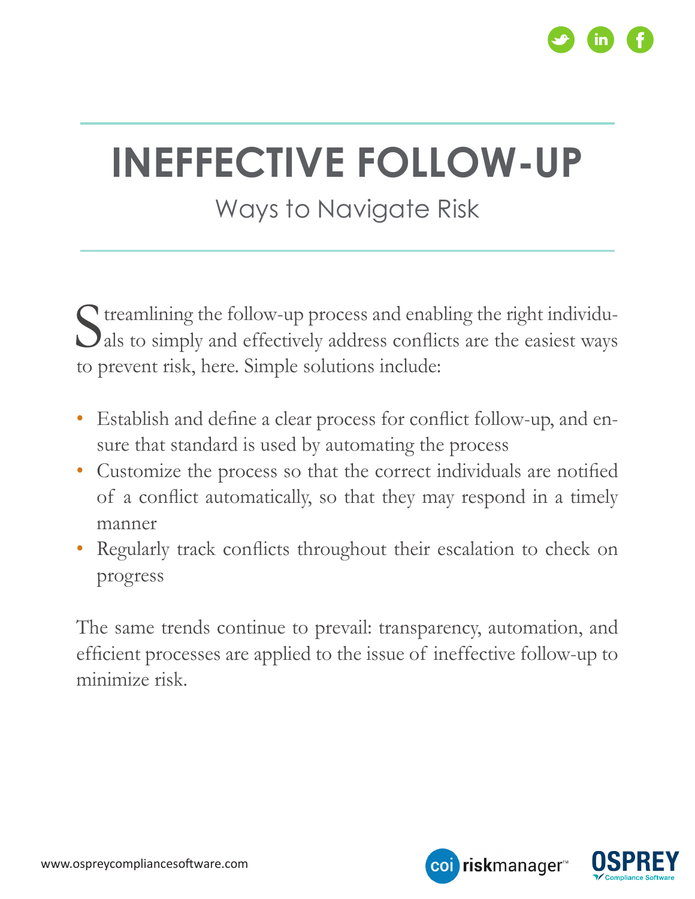# INEFFECTIVE FOLLOW-UP

## Ways to Navigate Risk

Streamlining the follow-up process and enabling the right individuals to simply and effectively address conflicts are the easiest ways to prevent risk, here. Simple solutions include:

- Establish and define a clear process for conflict follow-up, and ensure that standard is used by automating the process
- Customize the process so that the correct individuals are notified of a conflict automatically, so that they may respond in a timely manner
- Regularly track conflicts throughout their escalation to check on progress

The same trends continue to prevail: transparency, automation, and efficient processes are applied to the issue of ineffective follow-up to minimize risk.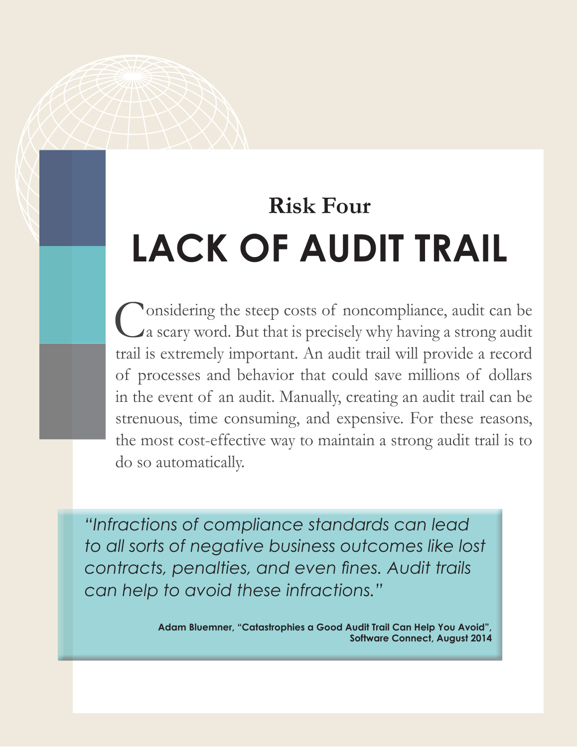### Risk Four

# LACK OF AUDIT TRAIL

Considering the steep costs of noncompliance, audit can be a scary word. But that is precisely why having a strong audit trail is extremely important. An audit trail will provide a record of processes and behavior that could save millions of dollars in the event of an audit. Manually, creating an audit trail can be strenuous, time consuming, and expensive. For these reasons, the most cost-effective way to maintain a strong audit trail is to do so automatically.

> *"Infractions of compliance standards can lead to all sorts of negative business outcomes like lost contracts, penalties, and even fines. Audit trails can help to avoid these infractions."*
>
> **Adam Bluemner, "Catastrophies a Good Audit Trail Can Help You Avoid", Software Connect, August 2014**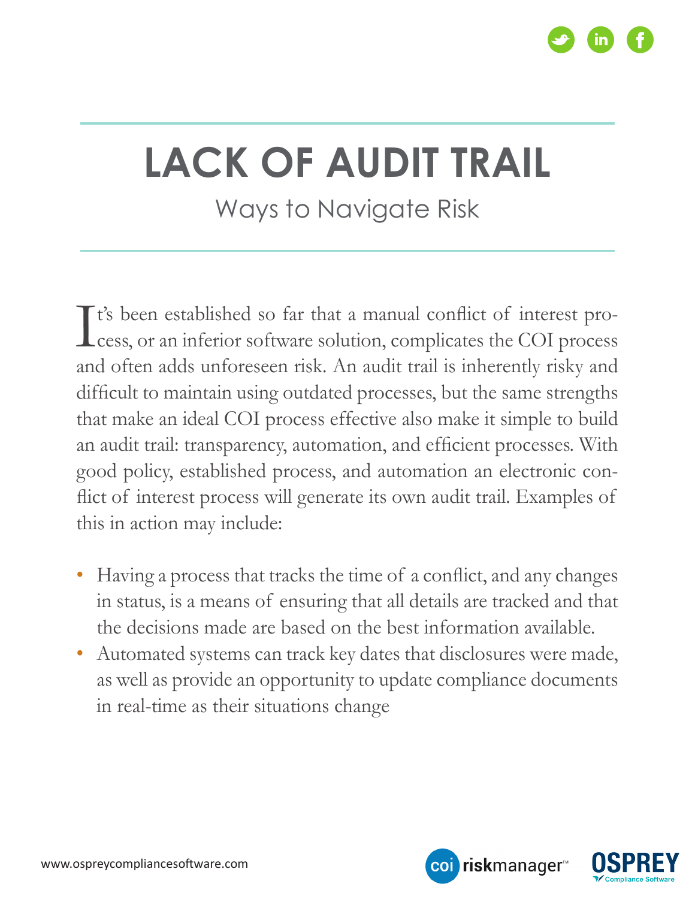# LACK OF AUDIT TRAIL

## Ways to Navigate Risk

It's been established so far that a manual conflict of interest process, or an inferior software solution, complicates the COI process and often adds unforeseen risk. An audit trail is inherently risky and difficult to maintain using outdated processes, but the same strengths that make an ideal COI process effective also make it simple to build an audit trail: transparency, automation, and efficient processes. With good policy, established process, and automation an electronic conflict of interest process will generate its own audit trail. Examples of this in action may include:

- Having a process that tracks the time of a conflict, and any changes in status, is a means of ensuring that all details are tracked and that the decisions made are based on the best information available.
- Automated systems can track key dates that disclosures were made, as well as provide an opportunity to update compliance documents in real-time as their situations change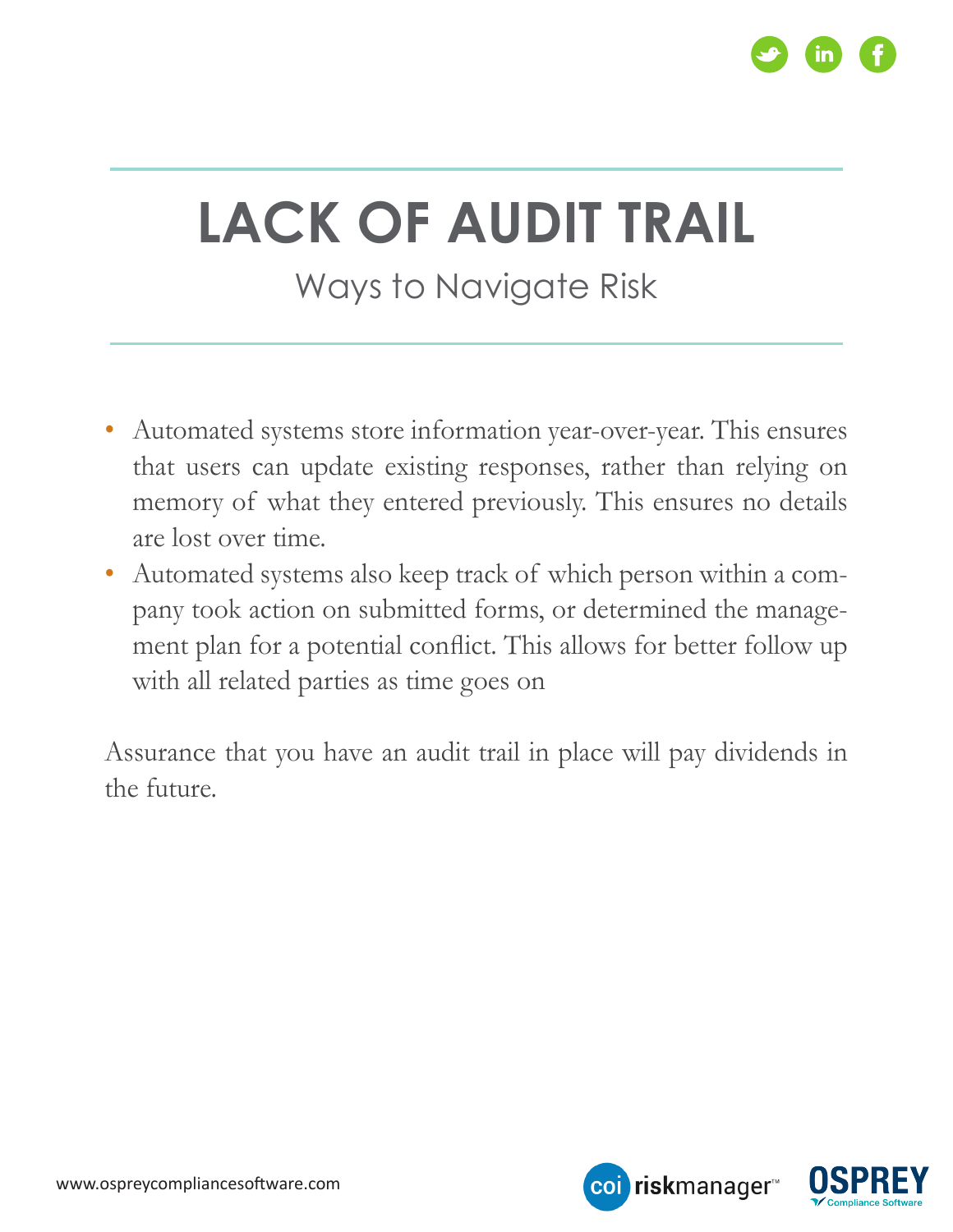# LACK OF AUDIT TRAIL

## Ways to Navigate Risk

- Automated systems store information year-over-year. This ensures that users can update existing responses, rather than relying on memory of what they entered previously. This ensures no details are lost over time.
- Automated systems also keep track of which person within a company took action on submitted forms, or determined the management plan for a potential conflict. This allows for better follow up with all related parties as time goes on

Assurance that you have an audit trail in place will pay dividends in the future.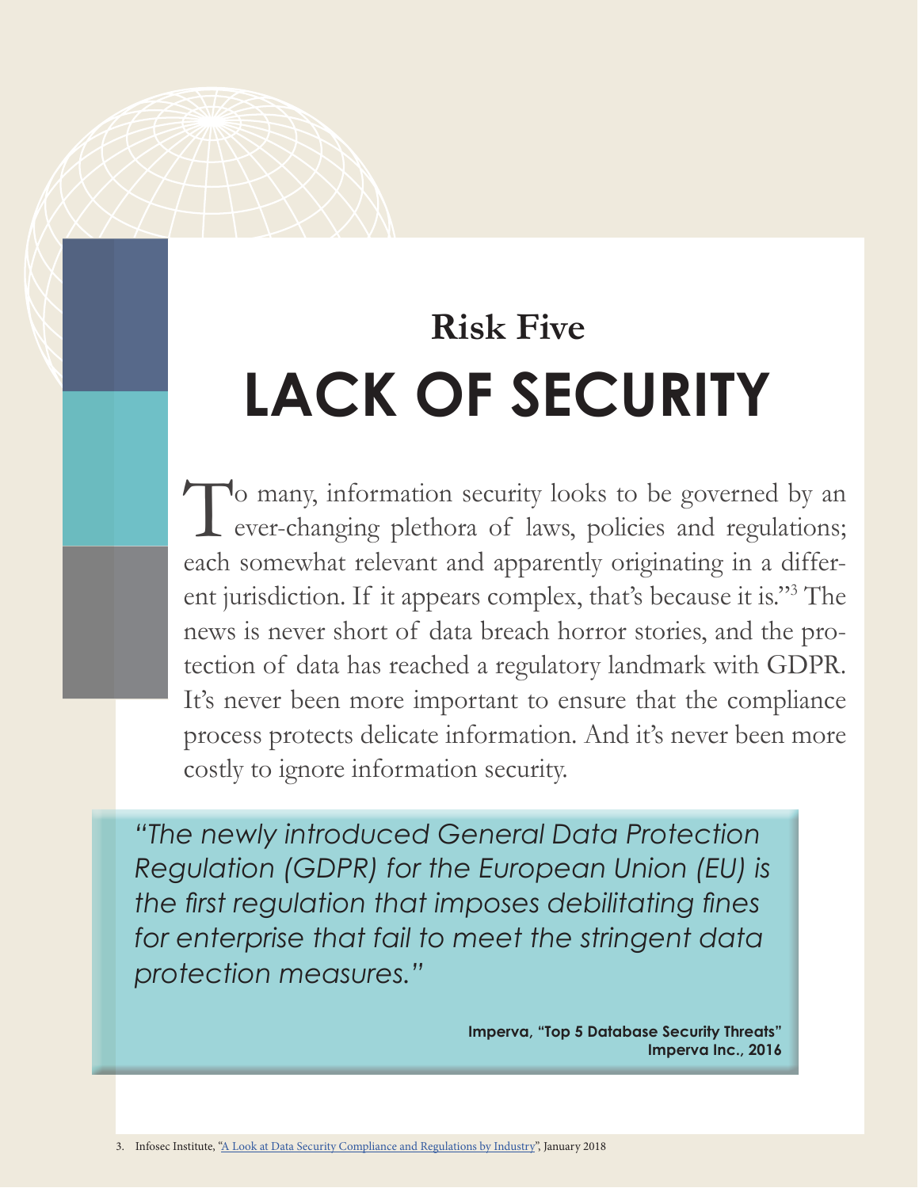## Risk Five

# LACK OF SECURITY

To many, information security looks to be governed by an ever-changing plethora of laws, policies and regulations; each somewhat relevant and apparently originating in a different jurisdiction. If it appears complex, that's because it is."[3] The news is never short of data breach horror stories, and the protection of data has reached a regulatory landmark with GDPR. It's never been more important to ensure that the compliance process protects delicate information. And it's never been more costly to ignore information security.

> *"The newly introduced General Data Protection Regulation (GDPR) for the European Union (EU) is the first regulation that imposes debilitating fines for enterprise that fail to meet the stringent data protection measures."*
>
> **Imperva, "Top 5 Database Security Threats"**
> **Imperva Inc., 2016**

3. Infosec Institute, "A Look at Data Security Compliance and Regulations by Industry", January 2018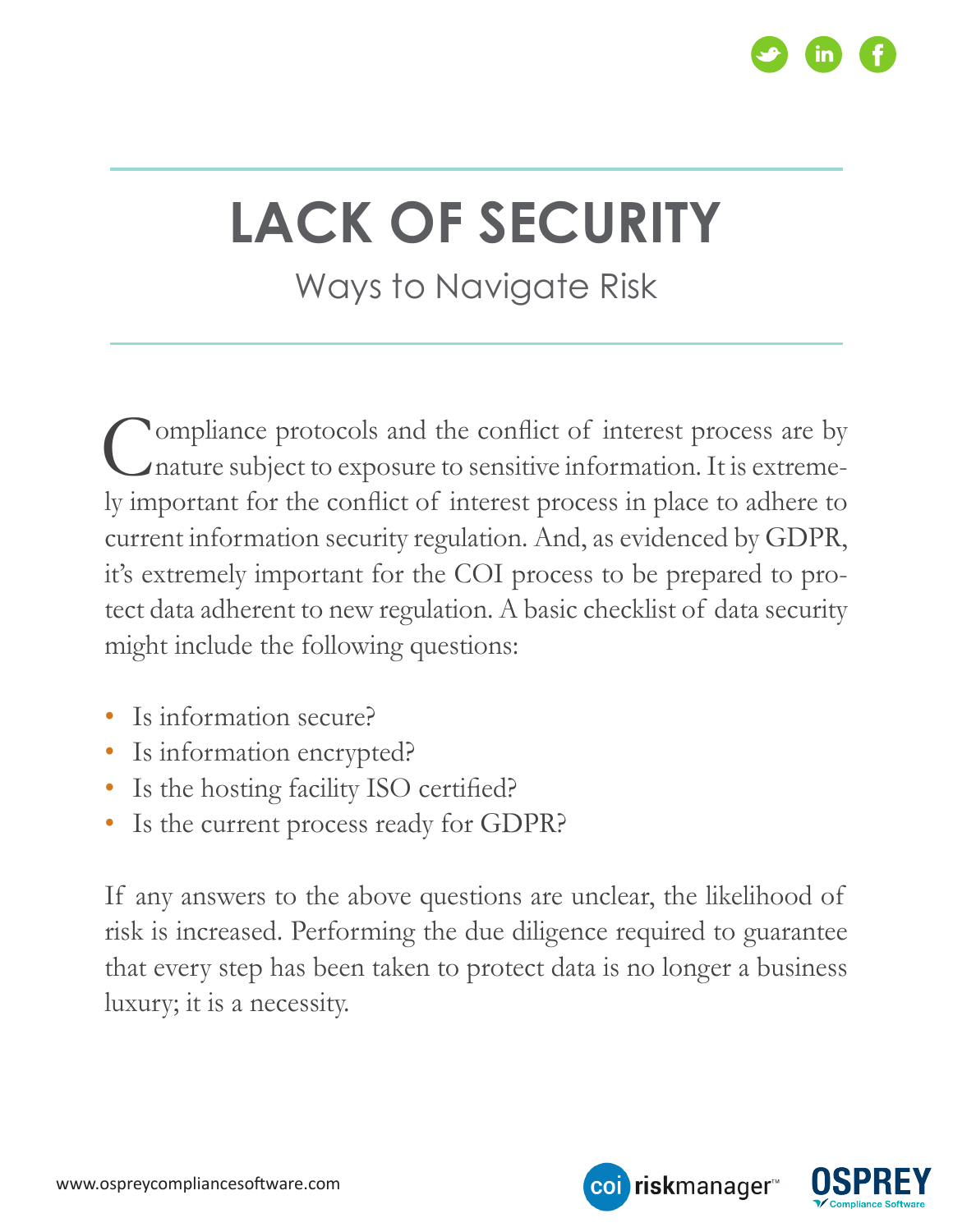# LACK OF SECURITY

## Ways to Navigate Risk

Compliance protocols and the conflict of interest process are by nature subject to exposure to sensitive information. It is extremely important for the conflict of interest process in place to adhere to current information security regulation. And, as evidenced by GDPR, it's extremely important for the COI process to be prepared to protect data adherent to new regulation. A basic checklist of data security might include the following questions:

- Is information secure?
- Is information encrypted?
- Is the hosting facility ISO certified?
- Is the current process ready for GDPR?

If any answers to the above questions are unclear, the likelihood of risk is increased. Performing the due diligence required to guarantee that every step has been taken to protect data is no longer a business luxury; it is a necessity.

www.ospreycompliancesoftware.com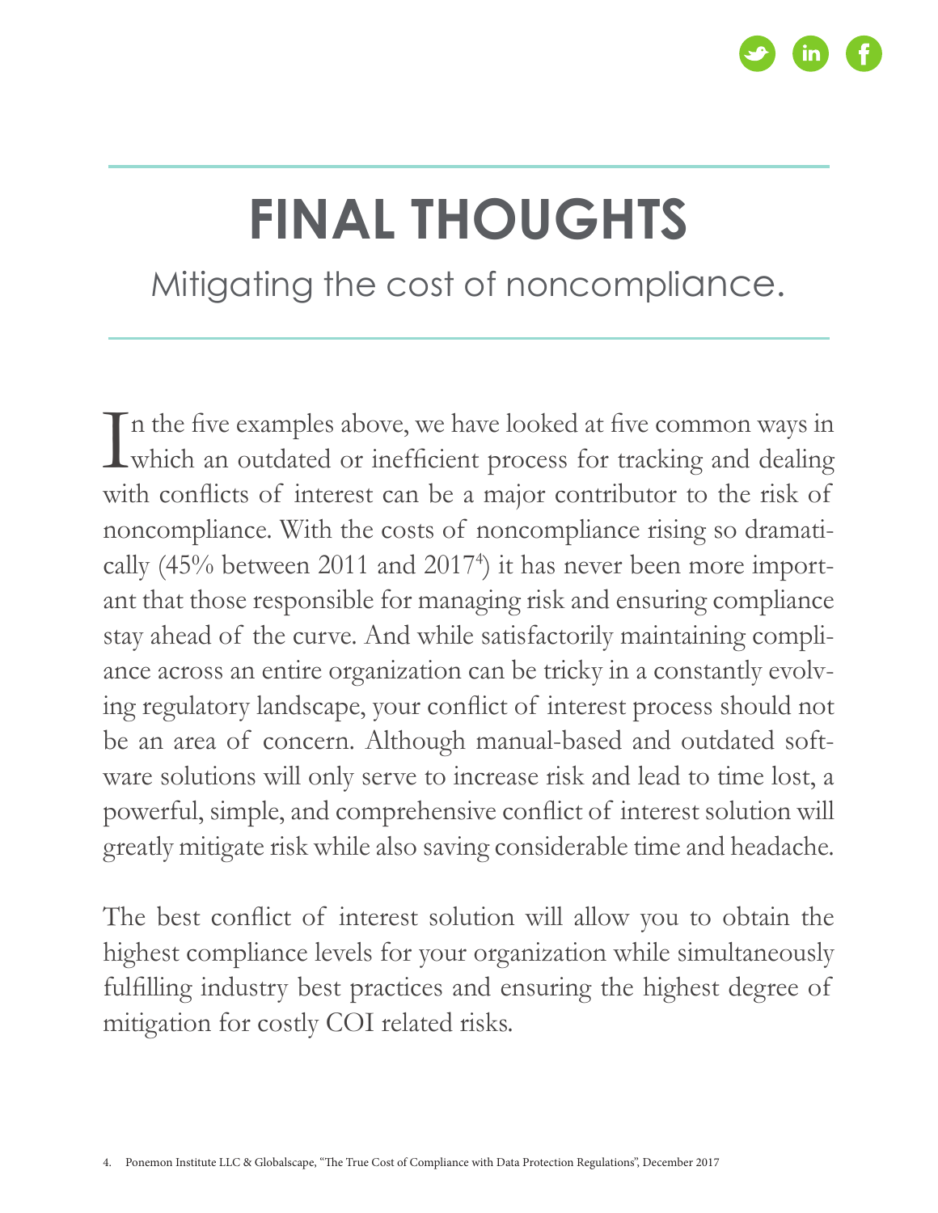# FINAL THOUGHTS

## Mitigating the cost of noncompliance.

In the five examples above, we have looked at five common ways in which an outdated or inefficient process for tracking and dealing with conflicts of interest can be a major contributor to the risk of noncompliance. With the costs of noncompliance rising so dramatically (45% between 2011 and 2017[4]) it has never been more important that those responsible for managing risk and ensuring compliance stay ahead of the curve. And while satisfactorily maintaining compliance across an entire organization can be tricky in a constantly evolving regulatory landscape, your conflict of interest process should not be an area of concern. Although manual-based and outdated software solutions will only serve to increase risk and lead to time lost, a powerful, simple, and comprehensive conflict of interest solution will greatly mitigate risk while also saving considerable time and headache.

The best conflict of interest solution will allow you to obtain the highest compliance levels for your organization while simultaneously fulfilling industry best practices and ensuring the highest degree of mitigation for costly COI related risks.

4. Ponemon Institute LLC & Globalscape, "The True Cost of Compliance with Data Protection Regulations", December 2017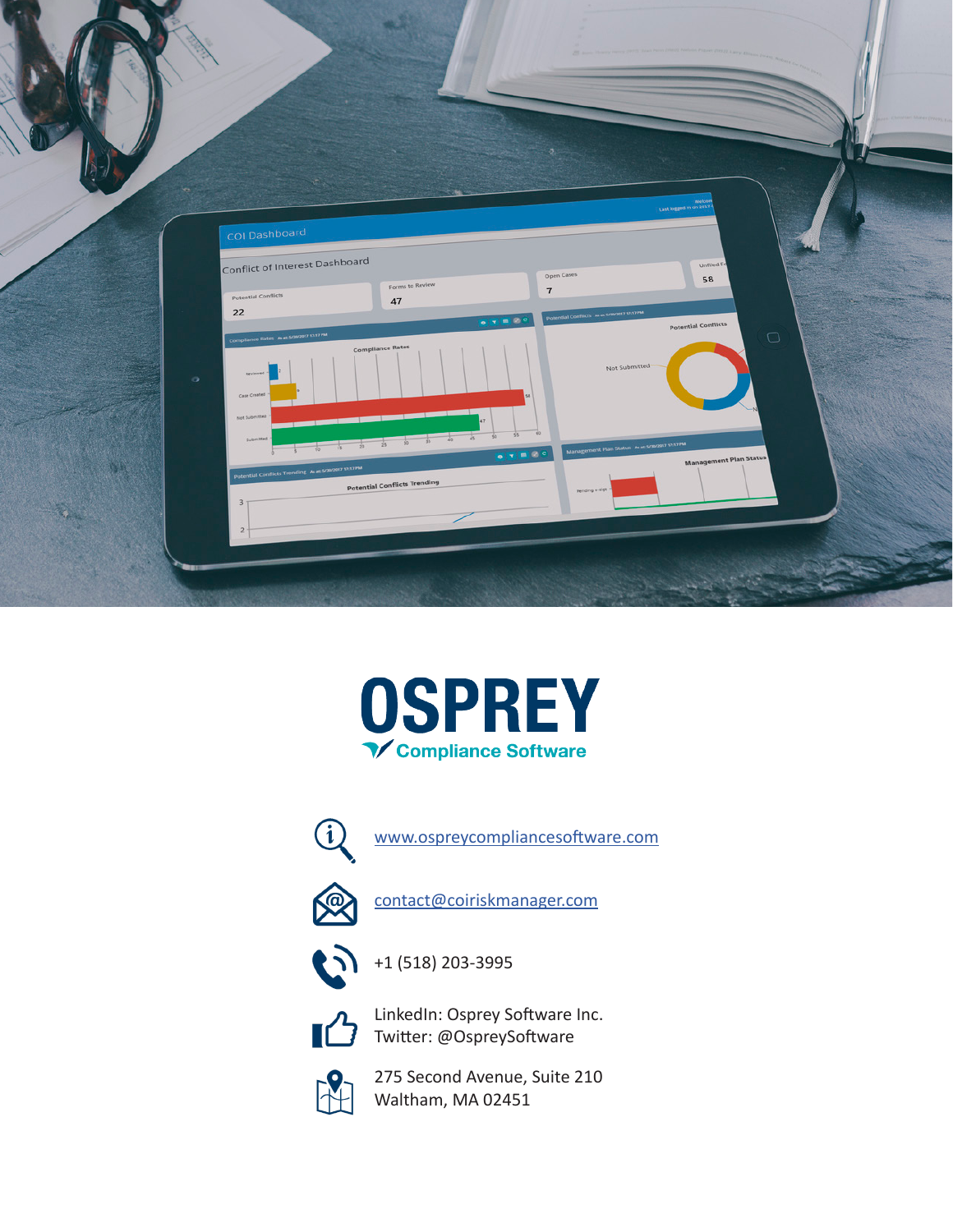# OSPREY

Compliance Software

[www.ospreycompliancesoftware.com](http://www.ospreycompliancesoftware.com)

[contact@coiriskmanager.com](mailto:contact@coiriskmanager.com)

+1 (518) 203-3995

LinkedIn: Osprey Software Inc.
Twitter: @OspreySoftware

275 Second Avenue, Suite 210
Waltham, MA 02451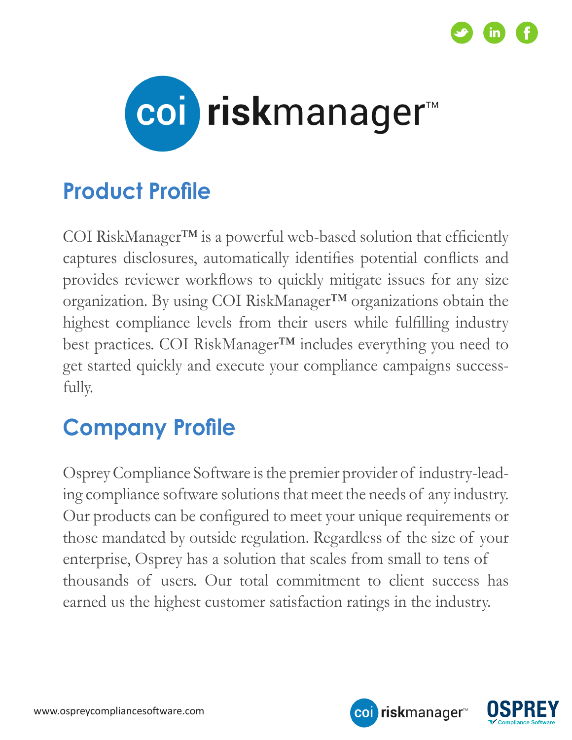# coi riskmanager™

## Product Profile

COI RiskManager™ is a powerful web-based solution that efficiently captures disclosures, automatically identifies potential conflicts and provides reviewer workflows to quickly mitigate issues for any size organization. By using COI RiskManager™ organizations obtain the highest compliance levels from their users while fulfilling industry best practices. COI RiskManager™ includes everything you need to get started quickly and execute your compliance campaigns successfully.

## Company Profile

Osprey Compliance Software is the premier provider of industry-leading compliance software solutions that meet the needs of any industry. Our products can be configured to meet your unique requirements or those mandated by outside regulation. Regardless of the size of your enterprise, Osprey has a solution that scales from small to tens of thousands of users. Our total commitment to client success has earned us the highest customer satisfaction ratings in the industry.

www.ospreycompliancesoftware.com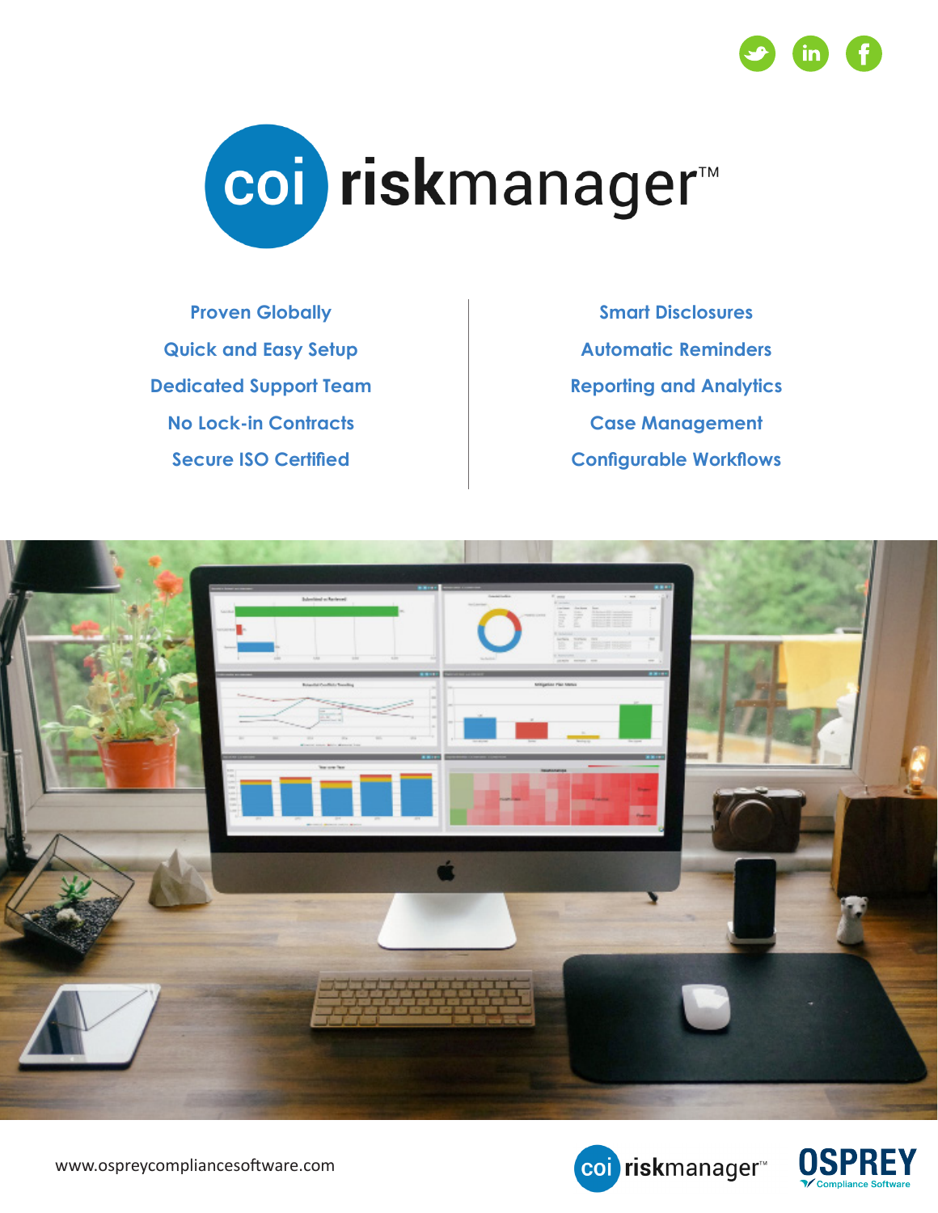# coi riskmanager™

Proven Globally

Quick and Easy Setup

Dedicated Support Team

No Lock-in Contracts

Secure ISO Certified

Smart Disclosures

Automatic Reminders

Reporting and Analytics

Case Management

Configurable Workflows

www.ospreycompliancesoftware.com

coi riskmanager™

OSPREY Compliance Software